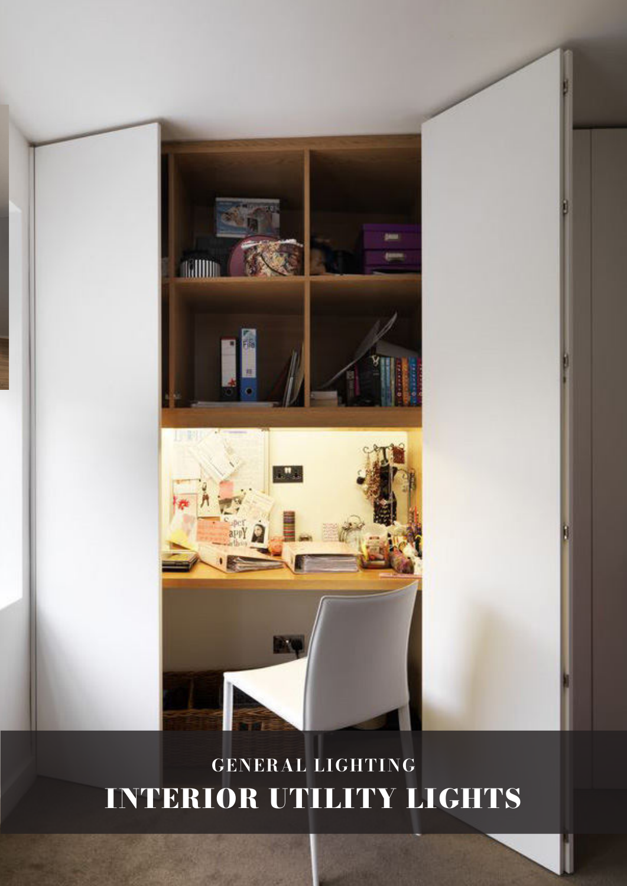GENERAL LIGHTING

# INTERIOR UTILITY LIGHTS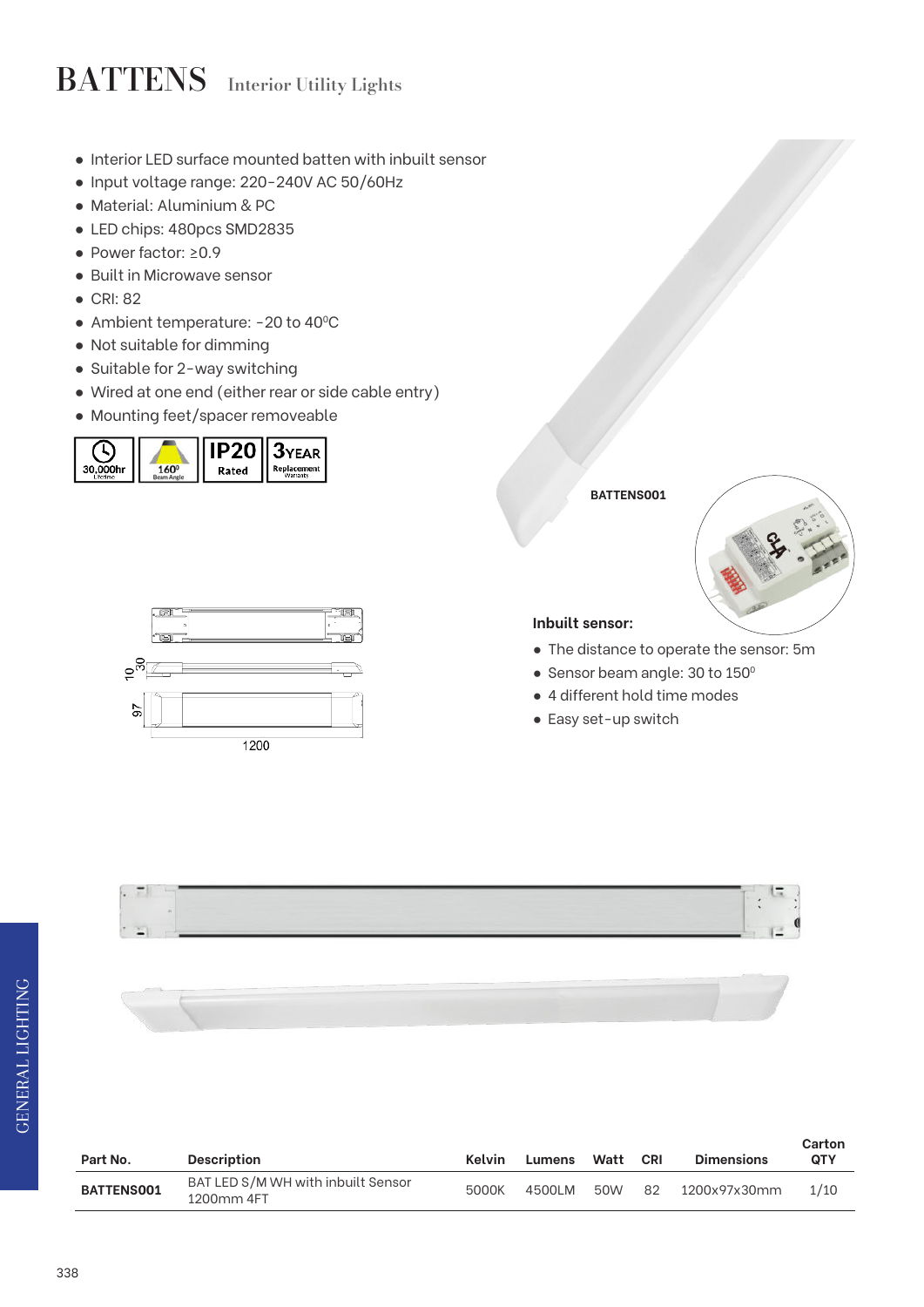# BATTENS Interior Utility Lights

- Interior LED surface mounted batten with inbuilt sensor
- Input voltage range: 220-240V AC 50/60Hz
- Material: Aluminium & PC
- LED chips: 480pcs SMD2835
- Power factor: ≥0.9
- Built in Microwave sensor
- CRI: 82
- Ambient temperature: -20 to 40°C
- Not suitable for dimming
- Suitable for 2-way switching
- Wired at one end (either rear or side cable entry)
- Mounting feet/spacer removeable

30,000hr Lifetime | 160° Beam Angle | IP20 Rated | 3 YEAR Replacement Warranty

BATTENS001

10 30

97

1200

**Inbuilt sensor:**

- The distance to operate the sensor: 5m
- Sensor beam angle: 30 to 150°
- 4 different hold time modes
- Easy set-up switch

| Part No. | Description | Kelvin | Lumens | Watt | CRI | Dimensions | Carton QTY |
|---|---|---|---|---|---|---|---|
| BATTENS001 | BAT LED S/M WH with inbuilt Sensor 1200mm 4FT | 5000K | 4500LM | 50W | 82 | 1200x97x30mm | 1/10 |

GENERAL LIGHTING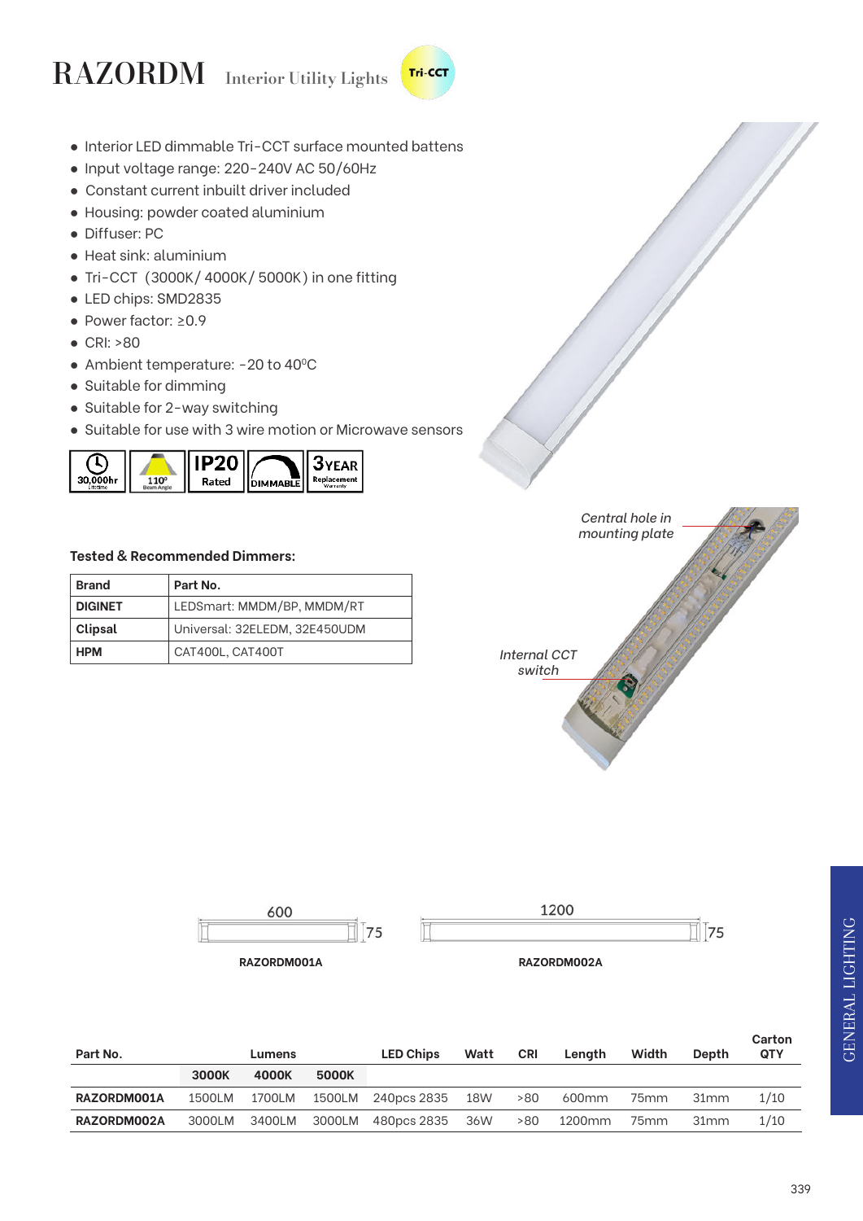# RAZORDM Interior Utility Lights

Tri-CCT

- Interior LED dimmable Tri-CCT surface mounted battens
- Input voltage range: 220-240V AC 50/60Hz
- Constant current inbuilt driver included
- Housing: powder coated aluminium
- Diffuser: PC
- Heat sink: aluminium
- Tri-CCT (3000K/ 4000K/ 5000K) in one fitting
- LED chips: SMD2835
- Power factor: ≥0.9
- CRI: >80
- Ambient temperature: -20 to 40°C
- Suitable for dimming
- Suitable for 2-way switching
- Suitable for use with 3 wire motion or Microwave sensors

30,000hr Lifetime | 110° Beam Angle | IP20 Rated | DIMMABLE | 3 YEAR Replacement Warranty

*Central hole in mounting plate*

*Internal CCT switch*

**Tested & Recommended Dimmers:**

| Brand | Part No. |
|---|---|
| **DIGINET** | LEDSmart: MMDM/BP, MMDM/RT |
| **Clipsal** | Universal: 32ELEDM, 32E450UDM |
| **HPM** | CAT400L, CAT400T |

600 × 75 — **RAZORDM001A**

1200 × 75 — **RAZORDM002A**

| Part No. | Lumens | | | LED Chips | Watt | CRI | Length | Width | Depth | Carton QTY |
|---|---|---|---|---|---|---|---|---|---|---|
| | **3000K** | **4000K** | **5000K** | | | | | | | |
| **RAZORDM001A** | 1500LM | 1700LM | 1500LM | 240pcs 2835 | 18W | >80 | 600mm | 75mm | 31mm | 1/10 |
| **RAZORDM002A** | 3000LM | 3400LM | 3000LM | 480pcs 2835 | 36W | >80 | 1200mm | 75mm | 31mm | 1/10 |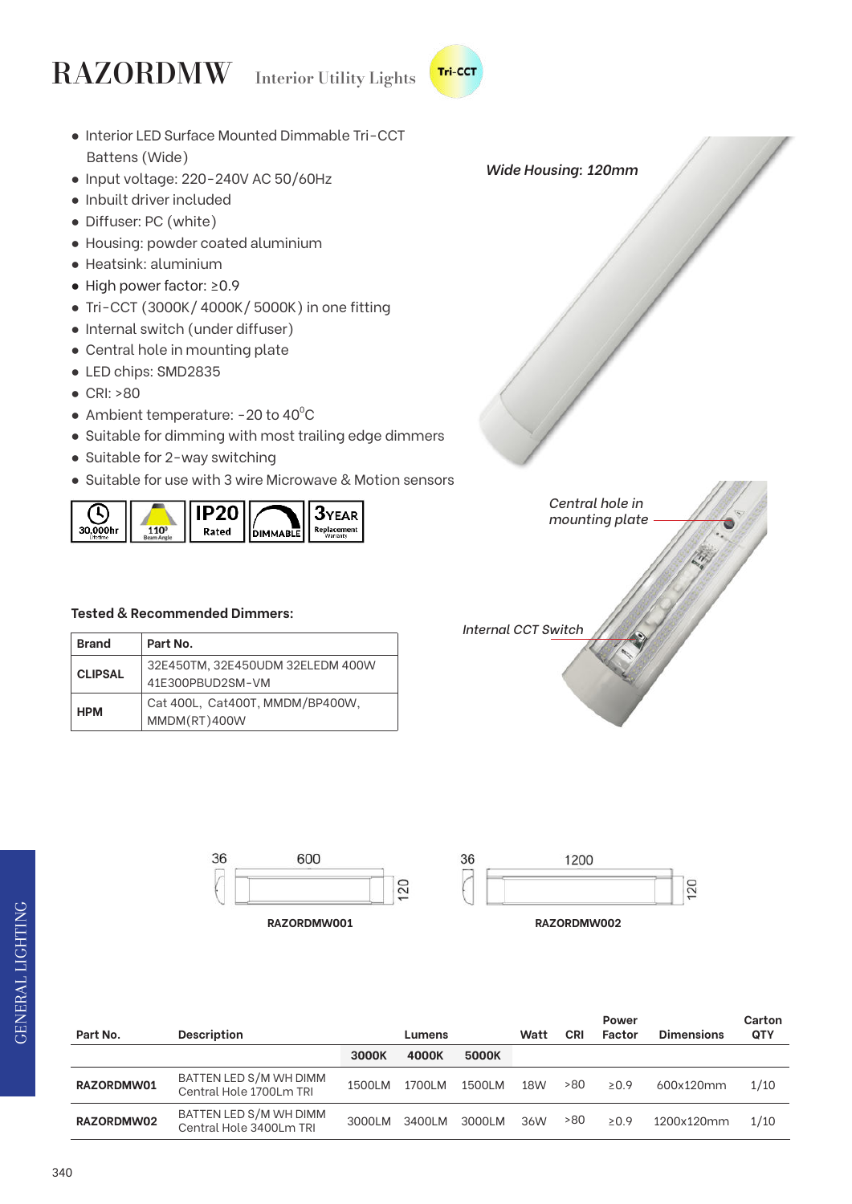# RAZORDMW Interior Utility Lights

Tri-CCT

- Interior LED Surface Mounted Dimmable Tri-CCT Battens (Wide)
- Input voltage: 220-240V AC 50/60Hz
- Inbuilt driver included
- Diffuser: PC (white)
- Housing: powder coated aluminium
- Heatsink: aluminium
- High power factor: ≥0.9
- Tri-CCT (3000K/ 4000K/ 5000K) in one fitting
- Internal switch (under diffuser)
- Central hole in mounting plate
- LED chips: SMD2835
- CRI: >80
- Ambient temperature: -20 to 40°C
- Suitable for dimming with most trailing edge dimmers
- Suitable for 2-way switching
- Suitable for use with 3 wire Microwave & Motion sensors

30,000hr Lifetime | 110° Beam Angle | IP20 Rated | DIMMABLE | 3 YEAR Replacement Warranty

*Wide Housing: 120mm*

*Central hole in mounting plate*

*Internal CCT Switch*

**Tested & Recommended Dimmers:**

| Brand | Part No. |
|---|---|
| **CLIPSAL** | 32E450TM, 32E450UDM 32ELEDM 400W 41E300PBUD2SM-VM |
| **HPM** | Cat 400L, Cat400T, MMDM/BP400W, MMDM(RT)400W |

36 | 600 | 120

**RAZORDMW001**

36 | 1200 | 120

**RAZORDMW002**

| Part No. | Description | Lumens | | | Watt | CRI | Power Factor | Dimensions | Carton QTY |
|---|---|---|---|---|---|---|---|---|---|
| | | 3000K | 4000K | 5000K | | | | | |
| **RAZORDMW01** | BATTEN LED S/M WH DIMM Central Hole 1700Lm TRI | 1500LM | 1700LM | 1500LM | 18W | >80 | ≥0.9 | 600x120mm | 1/10 |
| **RAZORDMW02** | BATTEN LED S/M WH DIMM Central Hole 3400Lm TRI | 3000LM | 3400LM | 3000LM | 36W | >80 | ≥0.9 | 1200x120mm | 1/10 |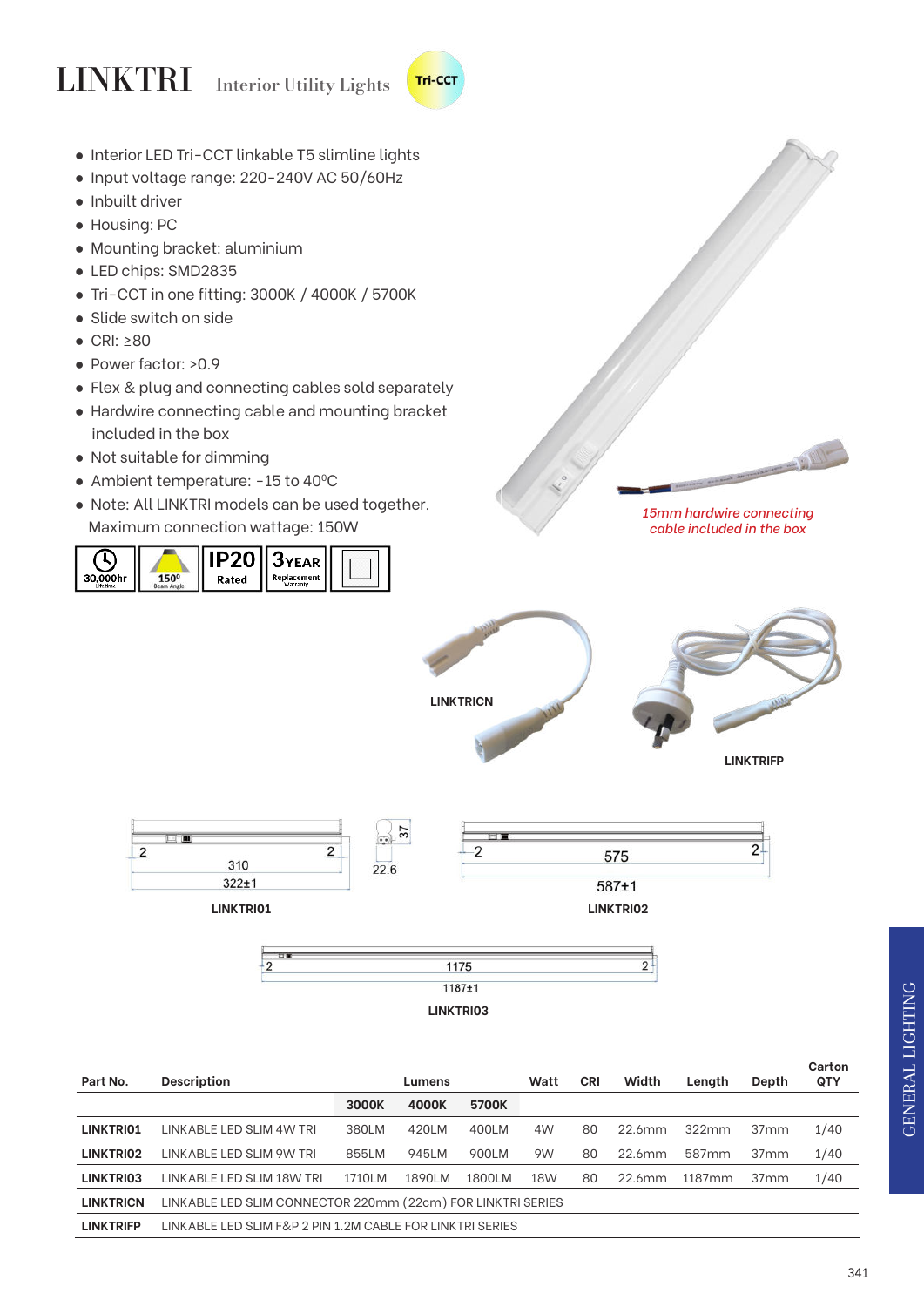# LINKTRI Interior Utility Lights

Tri-CCT

- Interior LED Tri-CCT linkable T5 slimline lights
- Input voltage range: 220-240V AC 50/60Hz
- Inbuilt driver
- Housing: PC
- Mounting bracket: aluminium
- LED chips: SMD2835
- Tri-CCT in one fitting: 3000K / 4000K / 5700K
- Slide switch on side
- CRI: ≥80
- Power factor: >0.9
- Flex & plug and connecting cables sold separately
- Hardwire connecting cable and mounting bracket included in the box
- Not suitable for dimming
- Ambient temperature: -15 to 40°C
- Note: All LINKTRI models can be used together. Maximum connection wattage: 150W

30,000hr Lifetime | 150° Beam Angle | IP20 Rated | 3 YEAR Replacement Warranty

*15mm hardwire connecting cable included in the box*

LINKTRICN

LINKTRIFP

LINKTRI01: 2 | 310 | 2 — 322±1 — 22.6 — 37

LINKTRI02: 2 | 575 | 2 — 587±1

LINKTRI03: 2 | 1175 | 2 — 1187±1

| Part No. | Description | Lumens | | | Watt | CRI | Width | Length | Depth | Carton QTY |
|---|---|---|---|---|---|---|---|---|---|---|
| | | 3000K | 4000K | 5700K | | | | | | |
| **LINKTRI01** | LINKABLE LED SLIM 4W TRI | 380LM | 420LM | 400LM | 4W | 80 | 22.6mm | 322mm | 37mm | 1/40 |
| **LINKTRI02** | LINKABLE LED SLIM 9W TRI | 855LM | 945LM | 900LM | 9W | 80 | 22.6mm | 587mm | 37mm | 1/40 |
| **LINKTRI03** | LINKABLE LED SLIM 18W TRI | 1710LM | 1890LM | 1800LM | 18W | 80 | 22.6mm | 1187mm | 37mm | 1/40 |
| **LINKTRICN** | LINKABLE LED SLIM CONNECTOR 220mm (22cm) FOR LINKTRI SERIES | | | | | | | | | |
| **LINKTRIFP** | LINKABLE LED SLIM F&P 2 PIN 1.2M CABLE FOR LINKTRI SERIES | | | | | | | | | |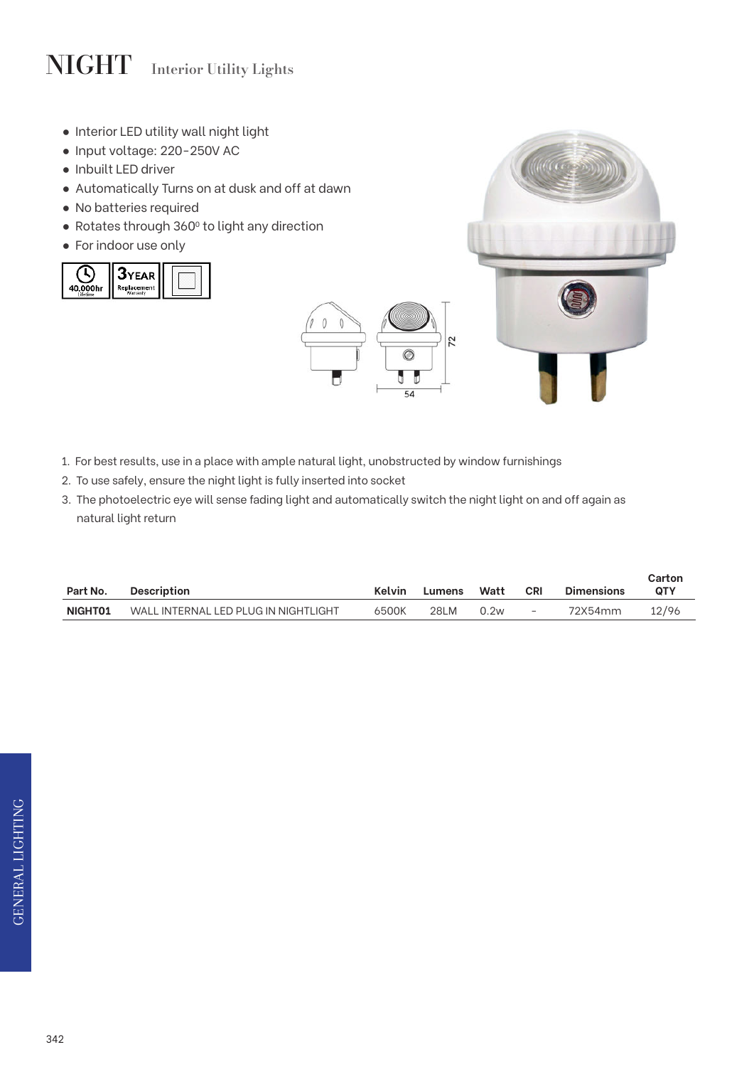# NIGHT Interior Utility Lights

- Interior LED utility wall night light
- Input voltage: 220-250V AC
- Inbuilt LED driver
- Automatically Turns on at dusk and off at dawn
- No batteries required
- Rotates through 360º to light any direction
- For indoor use only

40,000hr Lifetime | 3YEAR Replacement Warranty

1. For best results, use in a place with ample natural light, unobstructed by window furnishings
2. To use safely, ensure the night light is fully inserted into socket
3. The photoelectric eye will sense fading light and automatically switch the night light on and off again as natural light return

| Part No. | Description | Kelvin | Lumens | Watt | CRI | Dimensions | Carton QTY |
|---|---|---|---|---|---|---|---|
| NIGHT01 | WALL INTERNAL LED PLUG IN NIGHTLIGHT | 6500K | 28LM | 0.2w | - | 72X54mm | 12/96 |

GENERAL LIGHTING